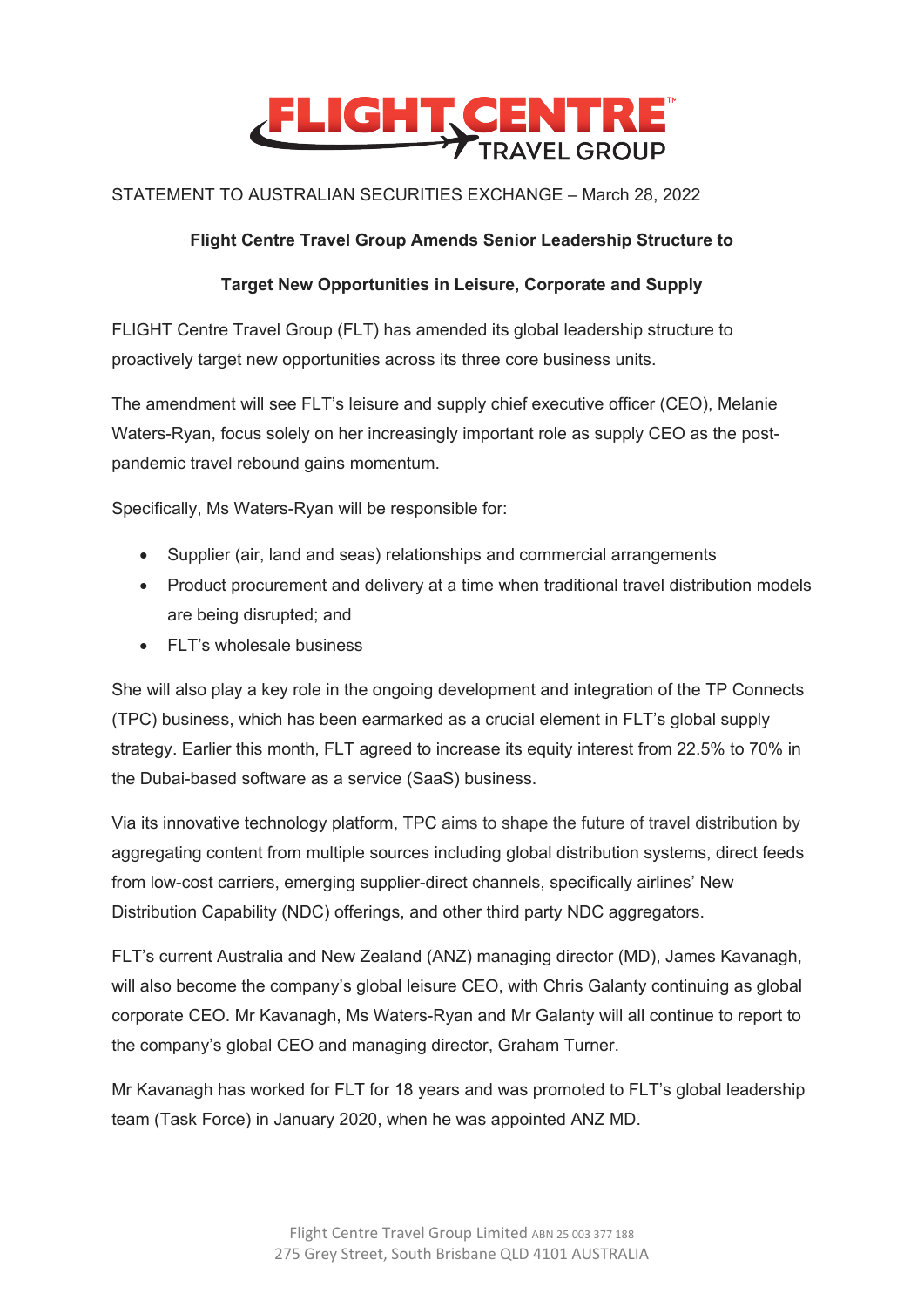STATEMENT TO AUSTRALIAN SECURITIES EXCHANGE – March 28, 2022

**Flight Centre Travel Group Amends Senior Leadership Structure to**

**Target New Opportunities in Leisure, Corporate and Supply**

FLIGHT Centre Travel Group (FLT) has amended its global leadership structure to proactively target new opportunities across its three core business units.

The amendment will see FLT's leisure and supply chief executive officer (CEO), Melanie Waters-Ryan, focus solely on her increasingly important role as supply CEO as the post-pandemic travel rebound gains momentum.

Specifically, Ms Waters-Ryan will be responsible for:

- Supplier (air, land and seas) relationships and commercial arrangements
- Product procurement and delivery at a time when traditional travel distribution models are being disrupted; and
- FLT's wholesale business

She will also play a key role in the ongoing development and integration of the TP Connects (TPC) business, which has been earmarked as a crucial element in FLT's global supply strategy. Earlier this month, FLT agreed to increase its equity interest from 22.5% to 70% in the Dubai-based software as a service (SaaS) business.

Via its innovative technology platform, TPC aims to shape the future of travel distribution by aggregating content from multiple sources including global distribution systems, direct feeds from low-cost carriers, emerging supplier-direct channels, specifically airlines' New Distribution Capability (NDC) offerings, and other third party NDC aggregators.

FLT's current Australia and New Zealand (ANZ) managing director (MD), James Kavanagh, will also become the company's global leisure CEO, with Chris Galanty continuing as global corporate CEO. Mr Kavanagh, Ms Waters-Ryan and Mr Galanty will all continue to report to the company's global CEO and managing director, Graham Turner.

Mr Kavanagh has worked for FLT for 18 years and was promoted to FLT's global leadership team (Task Force) in January 2020, when he was appointed ANZ MD.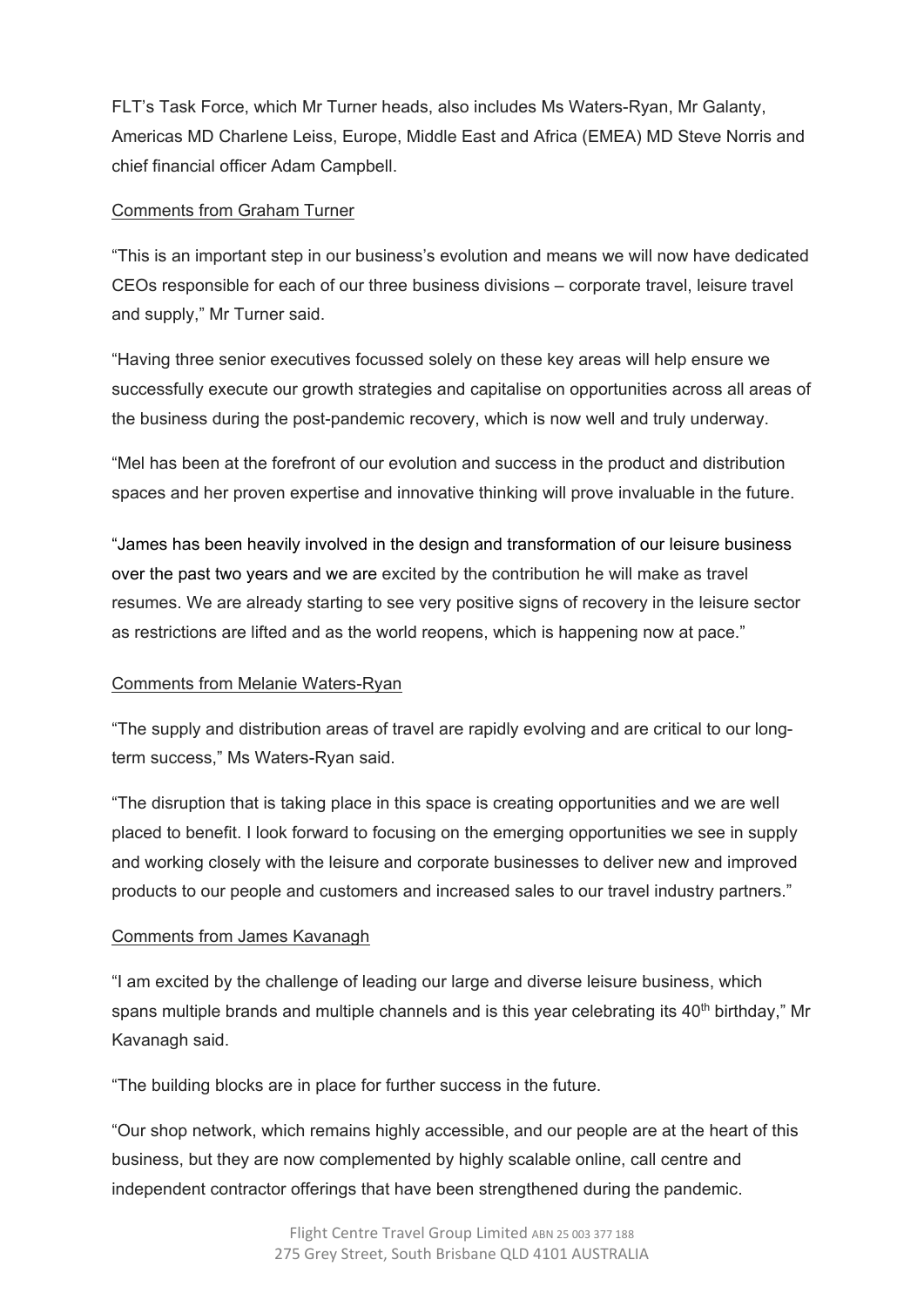FLT's Task Force, which Mr Turner heads, also includes Ms Waters-Ryan, Mr Galanty, Americas MD Charlene Leiss, Europe, Middle East and Africa (EMEA) MD Steve Norris and chief financial officer Adam Campbell.

<u>Comments from Graham Turner</u>

"This is an important step in our business's evolution and means we will now have dedicated CEOs responsible for each of our three business divisions – corporate travel, leisure travel and supply," Mr Turner said.

"Having three senior executives focussed solely on these key areas will help ensure we successfully execute our growth strategies and capitalise on opportunities across all areas of the business during the post-pandemic recovery, which is now well and truly underway.

"Mel has been at the forefront of our evolution and success in the product and distribution spaces and her proven expertise and innovative thinking will prove invaluable in the future.

"James has been heavily involved in the design and transformation of our leisure business over the past two years and we are excited by the contribution he will make as travel resumes. We are already starting to see very positive signs of recovery in the leisure sector as restrictions are lifted and as the world reopens, which is happening now at pace."

<u>Comments from Melanie Waters-Ryan</u>

"The supply and distribution areas of travel are rapidly evolving and are critical to our long-term success," Ms Waters-Ryan said.

"The disruption that is taking place in this space is creating opportunities and we are well placed to benefit. I look forward to focusing on the emerging opportunities we see in supply and working closely with the leisure and corporate businesses to deliver new and improved products to our people and customers and increased sales to our travel industry partners."

<u>Comments from James Kavanagh</u>

"I am excited by the challenge of leading our large and diverse leisure business, which spans multiple brands and multiple channels and is this year celebrating its 40th birthday," Mr Kavanagh said.

"The building blocks are in place for further success in the future.

"Our shop network, which remains highly accessible, and our people are at the heart of this business, but they are now complemented by highly scalable online, call centre and independent contractor offerings that have been strengthened during the pandemic.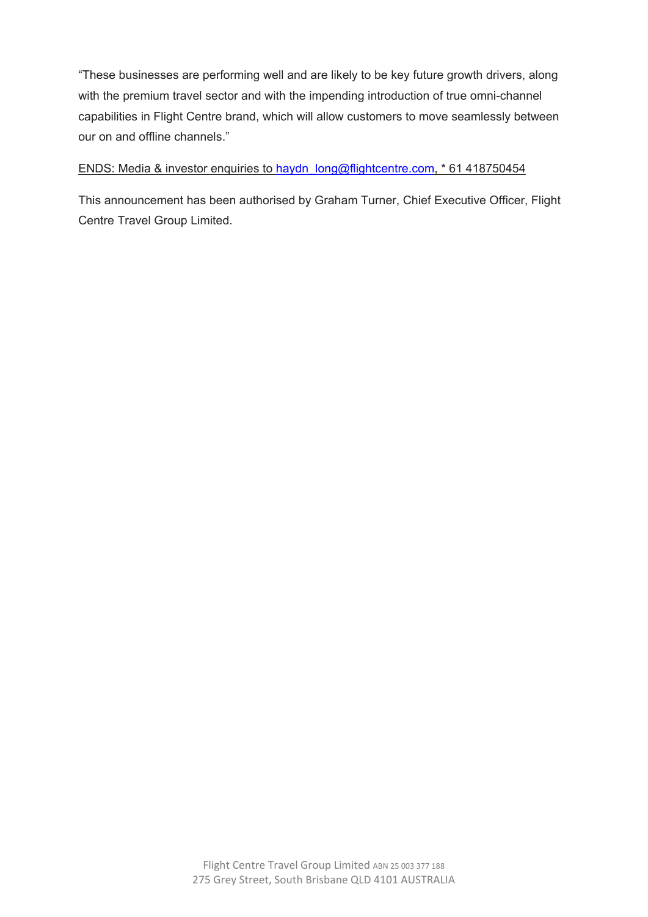"These businesses are performing well and are likely to be key future growth drivers, along with the premium travel sector and with the impending introduction of true omni-channel capabilities in Flight Centre brand, which will allow customers to move seamlessly between our on and offline channels."

ENDS: Media & investor enquiries to haydn_long@flightcentre.com, * 61 418750454

This announcement has been authorised by Graham Turner, Chief Executive Officer, Flight Centre Travel Group Limited.